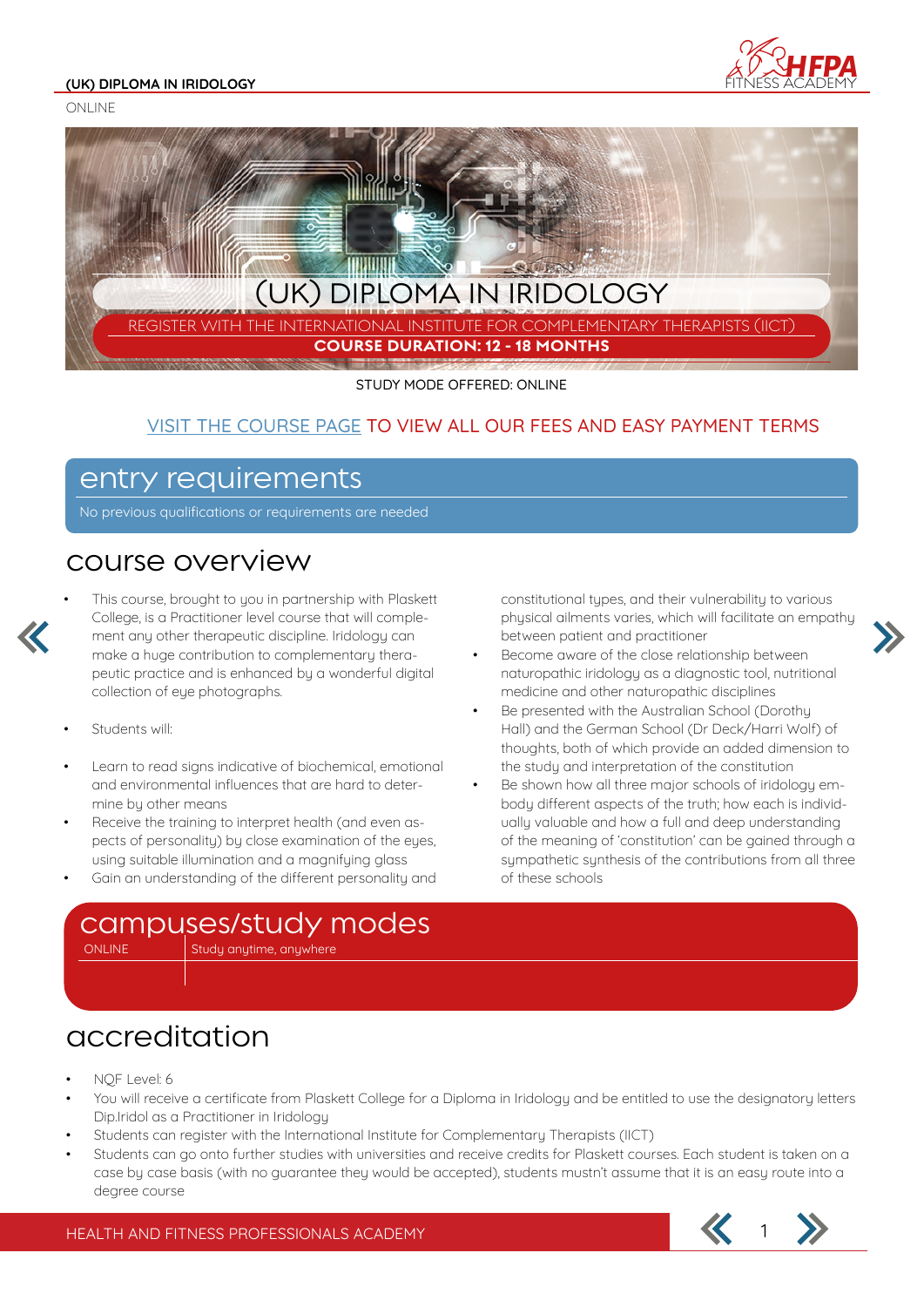# (UK) DIPLOMA IN IRIDOLOGY

ONLINE

## (UK) DIPLOMA IN IRIDOLOGY

REGISTER WITH THE INTERNATIONAL INSTITUTE FOR COMPLEMENTARY THERAPISTS (IICT)

**COURSE DURATION: 12 - 18 MONTHS**

STUDY MODE OFFERED: ONLINE

VISIT THE COURSE PAGE TO VIEW ALL OUR FEES AND EASY PAYMENT TERMS

## entry requirements

No previous qualifications or requirements are needed

## course overview

- This course, brought to you in partnership with Plaskett College, is a Practitioner level course that will complement any other therapeutic discipline. Iridology can make a huge contribution to complementary therapeutic practice and is enhanced by a wonderful digital collection of eye photographs.
- Students will:
- Learn to read signs indicative of biochemical, emotional and environmental influences that are hard to determine by other means
- Receive the training to interpret health (and even aspects of personality) by close examination of the eyes, using suitable illumination and a magnifying glass
- Gain an understanding of the different personality and constitutional types, and their vulnerability to various physical ailments varies, which will facilitate an empathy between patient and practitioner
- Become aware of the close relationship between naturopathic iridology as a diagnostic tool, nutritional medicine and other naturopathic disciplines
- Be presented with the Australian School (Dorothy Hall) and the German School (Dr Deck/Harri Wolf) of thoughts, both of which provide an added dimension to the study and interpretation of the constitution
- Be shown how all three major schools of iridology embody different aspects of the truth; how each is individually valuable and how a full and deep understanding of the meaning of 'constitution' can be gained through a sympathetic synthesis of the contributions from all three of these schools

## campuses/study modes

| ONLINE | Study anytime, anywhere |
| --- | --- |

## accreditation

- NQF Level: 6
- You will receive a certificate from Plaskett College for a Diploma in Iridology and be entitled to use the designatory letters Dip.Iridol as a Practitioner in Iridology
- Students can register with the International Institute for Complementary Therapists (IICT)
- Students can go onto further studies with universities and receive credits for Plaskett courses. Each student is taken on a case by case basis (with no guarantee they would be accepted), students mustn't assume that it is an easy route into a degree course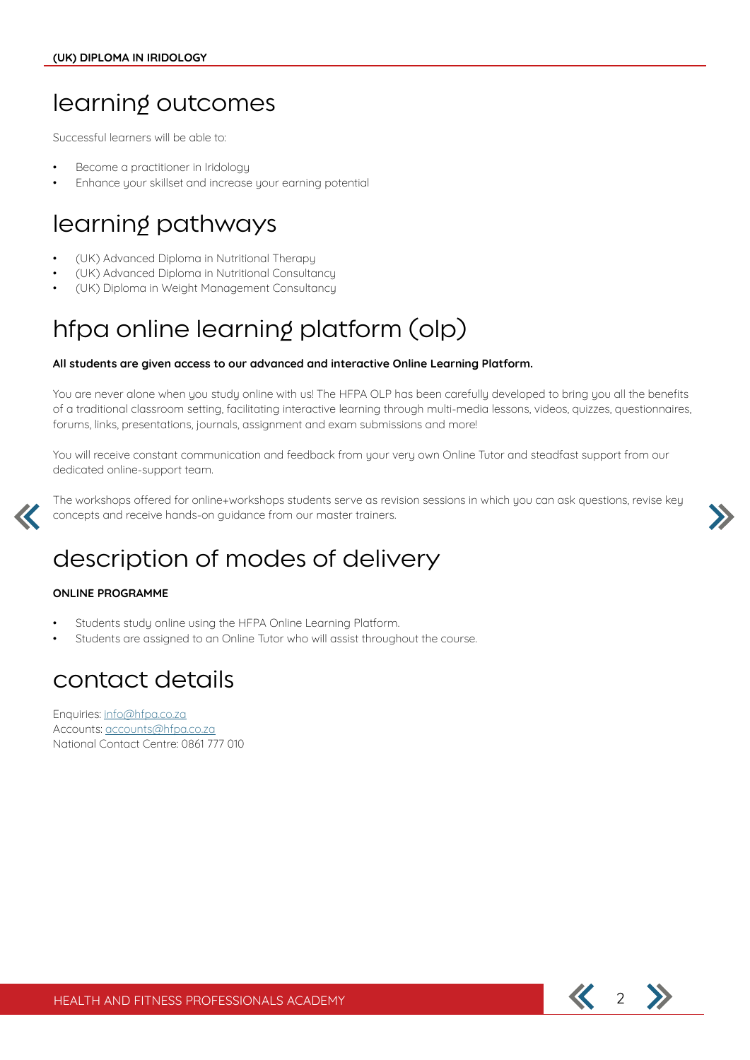## learning outcomes

Successful learners will be able to:

- Become a practitioner in Iridology
- Enhance your skillset and increase your earning potential

## learning pathways

- (UK) Advanced Diploma in Nutritional Therapy
- (UK) Advanced Diploma in Nutritional Consultancy
- (UK) Diploma in Weight Management Consultancy

## hfpa online learning platform (olp)

**All students are given access to our advanced and interactive Online Learning Platform.**

You are never alone when you study online with us! The HFPA OLP has been carefully developed to bring you all the benefits of a traditional classroom setting, facilitating interactive learning through multi-media lessons, videos, quizzes, questionnaires, forums, links, presentations, journals, assignment and exam submissions and more!

You will receive constant communication and feedback from your very own Online Tutor and steadfast support from our dedicated online-support team.

The workshops offered for online+workshops students serve as revision sessions in which you can ask questions, revise key concepts and receive hands-on guidance from our master trainers.

## description of modes of delivery

**ONLINE PROGRAMME**

- Students study online using the HFPA Online Learning Platform.
- Students are assigned to an Online Tutor who will assist throughout the course.

## contact details

Enquiries: info@hfpa.co.za
Accounts: accounts@hfpa.co.za
National Contact Centre: 0861 777 010